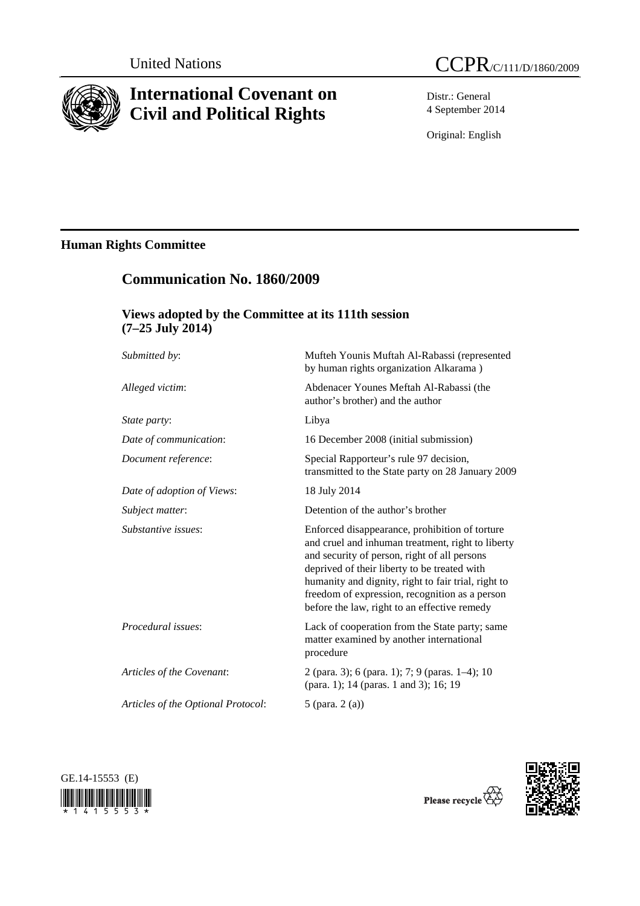United Nations

CCPR/C/111/D/1860/2009

# International Covenant on Civil and Political Rights

Distr.: General
4 September 2014

Original: English

## Human Rights Committee

## Communication No. 1860/2009

### Views adopted by the Committee at its 111th session (7–25 July 2014)

| | |
|---|---|
| *Submitted by*: | Mufteh Younis Muftah Al-Rabassi (represented by human rights organization Alkarama ) |
| *Alleged victim*: | Abdenacer Younes Meftah Al-Rabassi (the author's brother) and the author |
| *State party*: | Libya |
| *Date of communication*: | 16 December 2008 (initial submission) |
| *Document reference*: | Special Rapporteur's rule 97 decision, transmitted to the State party on 28 January 2009 |
| *Date of adoption of Views*: | 18 July 2014 |
| *Subject matter*: | Detention of the author's brother |
| *Substantive issues*: | Enforced disappearance, prohibition of torture and cruel and inhuman treatment, right to liberty and security of person, right of all persons deprived of their liberty to be treated with humanity and dignity, right to fair trial, right to freedom of expression, recognition as a person before the law, right to an effective remedy |
| *Procedural issues*: | Lack of cooperation from the State party; same matter examined by another international procedure |
| *Articles of the Covenant*: | 2 (para. 3); 6 (para. 1); 7; 9 (paras. 1–4); 10 (para. 1); 14 (paras. 1 and 3); 16; 19 |
| *Articles of the Optional Protocol*: | 5 (para. 2 (a)) |

GE.14-15553 (E)

Please recycle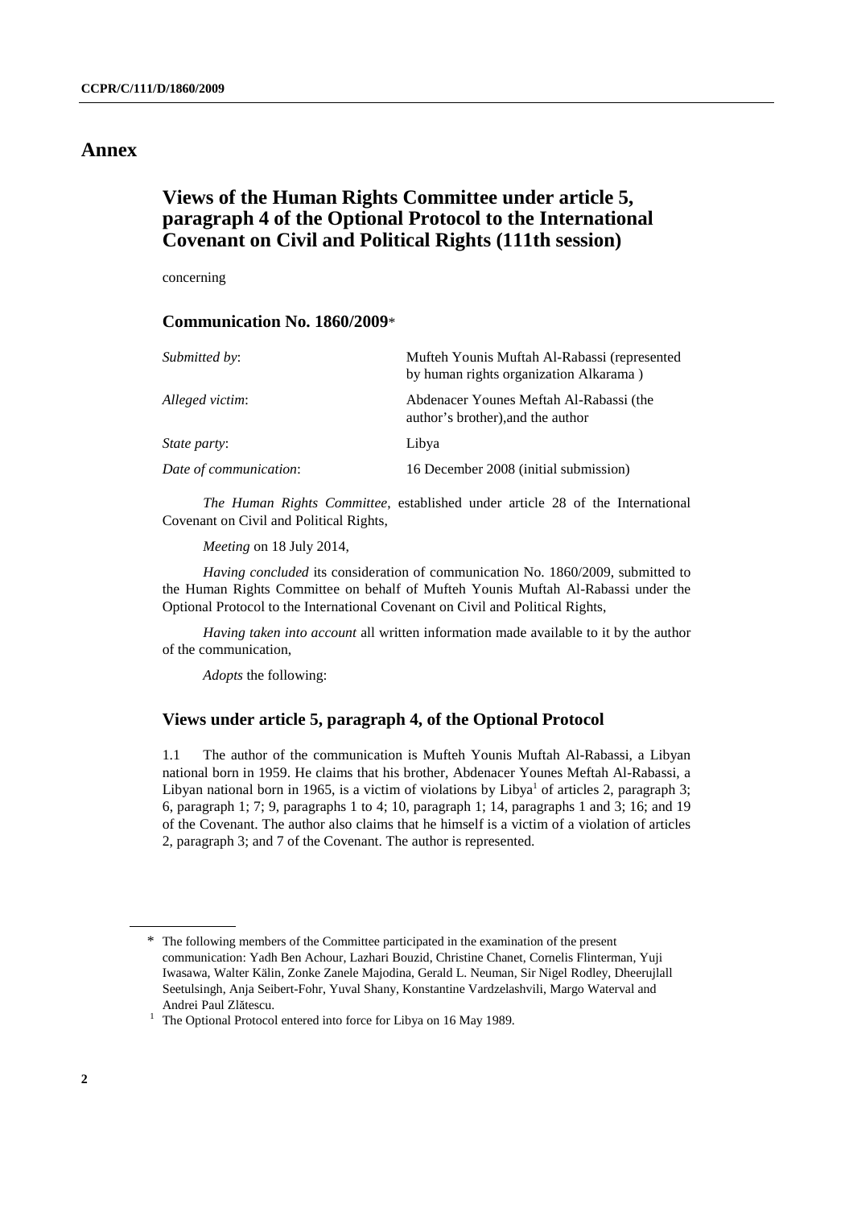# Annex

## Views of the Human Rights Committee under article 5, paragraph 4 of the Optional Protocol to the International Covenant on Civil and Political Rights (111th session)

concerning

### Communication No. 1860/2009*

| | |
|---|---|
| *Submitted by*: | Mufteh Younis Muftah Al-Rabassi (represented by human rights organization Alkarama ) |
| *Alleged victim*: | Abdenacer Younes Meftah Al-Rabassi (the author's brother),and the author |
| *State party*: | Libya |
| *Date of communication*: | 16 December 2008 (initial submission) |

*The Human Rights Committee*, established under article 28 of the International Covenant on Civil and Political Rights,

*Meeting* on 18 July 2014,

*Having concluded* its consideration of communication No. 1860/2009, submitted to the Human Rights Committee on behalf of Mufteh Younis Muftah Al-Rabassi under the Optional Protocol to the International Covenant on Civil and Political Rights,

*Having taken into account* all written information made available to it by the author of the communication,

*Adopts* the following:

### Views under article 5, paragraph 4, of the Optional Protocol

1.1 The author of the communication is Mufteh Younis Muftah Al-Rabassi, a Libyan national born in 1959. He claims that his brother, Abdenacer Younes Meftah Al-Rabassi, a Libyan national born in 1965, is a victim of violations by Libya[1] of articles 2, paragraph 3; 6, paragraph 1; 7; 9, paragraphs 1 to 4; 10, paragraph 1; 14, paragraphs 1 and 3; 16; and 19 of the Covenant. The author also claims that he himself is a victim of a violation of articles 2, paragraph 3; and 7 of the Covenant. The author is represented.

---

\* The following members of the Committee participated in the examination of the present communication: Yadh Ben Achour, Lazhari Bouzid, Christine Chanet, Cornelis Flinterman, Yuji Iwasawa, Walter Kälin, Zonke Zanele Majodina, Gerald L. Neuman, Sir Nigel Rodley, Dheerujlall Seetulsingh, Anja Seibert-Fohr, Yuval Shany, Konstantine Vardzelashvili, Margo Waterval and Andrei Paul Zlătescu.

[1] The Optional Protocol entered into force for Libya on 16 May 1989.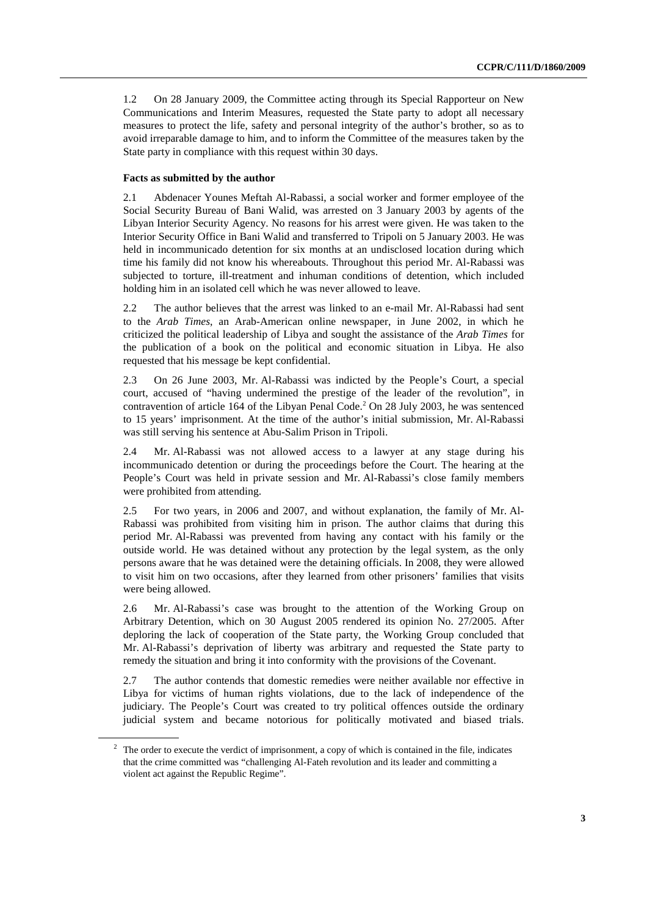1.2 On 28 January 2009, the Committee acting through its Special Rapporteur on New Communications and Interim Measures, requested the State party to adopt all necessary measures to protect the life, safety and personal integrity of the author's brother, so as to avoid irreparable damage to him, and to inform the Committee of the measures taken by the State party in compliance with this request within 30 days.

**Facts as submitted by the author**

2.1 Abdenacer Younes Meftah Al-Rabassi, a social worker and former employee of the Social Security Bureau of Bani Walid, was arrested on 3 January 2003 by agents of the Libyan Interior Security Agency. No reasons for his arrest were given. He was taken to the Interior Security Office in Bani Walid and transferred to Tripoli on 5 January 2003. He was held in incommunicado detention for six months at an undisclosed location during which time his family did not know his whereabouts. Throughout this period Mr. Al-Rabassi was subjected to torture, ill-treatment and inhuman conditions of detention, which included holding him in an isolated cell which he was never allowed to leave.

2.2 The author believes that the arrest was linked to an e-mail Mr. Al-Rabassi had sent to the *Arab Times*, an Arab-American online newspaper, in June 2002, in which he criticized the political leadership of Libya and sought the assistance of the *Arab Times* for the publication of a book on the political and economic situation in Libya. He also requested that his message be kept confidential.

2.3 On 26 June 2003, Mr. Al-Rabassi was indicted by the People's Court, a special court, accused of "having undermined the prestige of the leader of the revolution", in contravention of article 164 of the Libyan Penal Code.[2] On 28 July 2003, he was sentenced to 15 years' imprisonment. At the time of the author's initial submission, Mr. Al-Rabassi was still serving his sentence at Abu-Salim Prison in Tripoli.

2.4 Mr. Al-Rabassi was not allowed access to a lawyer at any stage during his incommunicado detention or during the proceedings before the Court. The hearing at the People's Court was held in private session and Mr. Al-Rabassi's close family members were prohibited from attending.

2.5 For two years, in 2006 and 2007, and without explanation, the family of Mr. Al-Rabassi was prohibited from visiting him in prison. The author claims that during this period Mr. Al-Rabassi was prevented from having any contact with his family or the outside world. He was detained without any protection by the legal system, as the only persons aware that he was detained were the detaining officials. In 2008, they were allowed to visit him on two occasions, after they learned from other prisoners' families that visits were being allowed.

2.6 Mr. Al-Rabassi's case was brought to the attention of the Working Group on Arbitrary Detention, which on 30 August 2005 rendered its opinion No. 27/2005. After deploring the lack of cooperation of the State party, the Working Group concluded that Mr. Al-Rabassi's deprivation of liberty was arbitrary and requested the State party to remedy the situation and bring it into conformity with the provisions of the Covenant.

2.7 The author contends that domestic remedies were neither available nor effective in Libya for victims of human rights violations, due to the lack of independence of the judiciary. The People's Court was created to try political offences outside the ordinary judicial system and became notorious for politically motivated and biased trials.

[2] The order to execute the verdict of imprisonment, a copy of which is contained in the file, indicates that the crime committed was "challenging Al-Fateh revolution and its leader and committing a violent act against the Republic Regime".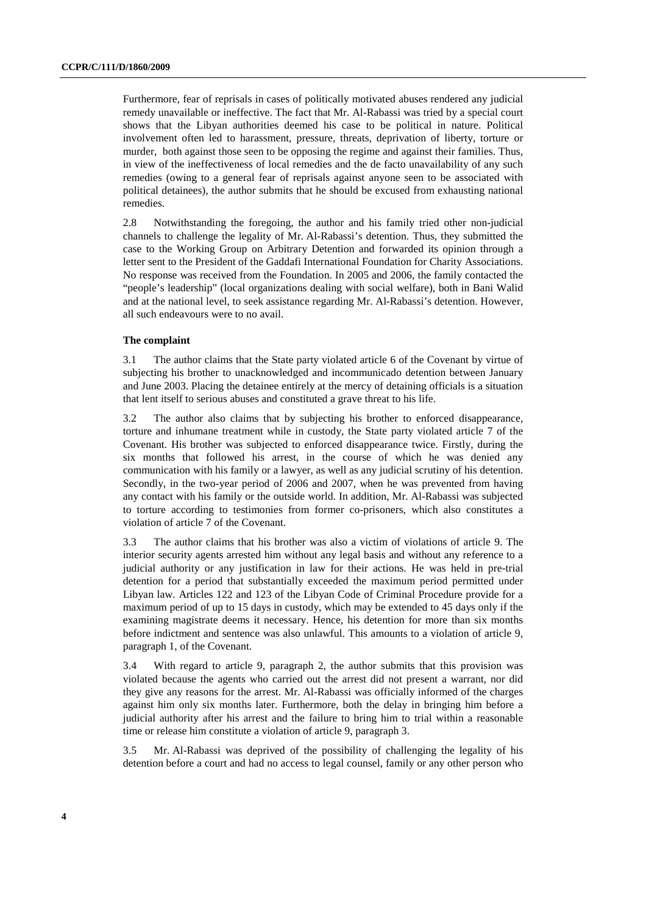Furthermore, fear of reprisals in cases of politically motivated abuses rendered any judicial remedy unavailable or ineffective. The fact that Mr. Al-Rabassi was tried by a special court shows that the Libyan authorities deemed his case to be political in nature. Political involvement often led to harassment, pressure, threats, deprivation of liberty, torture or murder, both against those seen to be opposing the regime and against their families. Thus, in view of the ineffectiveness of local remedies and the de facto unavailability of any such remedies (owing to a general fear of reprisals against anyone seen to be associated with political detainees), the author submits that he should be excused from exhausting national remedies.

2.8 Notwithstanding the foregoing, the author and his family tried other non-judicial channels to challenge the legality of Mr. Al-Rabassi's detention. Thus, they submitted the case to the Working Group on Arbitrary Detention and forwarded its opinion through a letter sent to the President of the Gaddafi International Foundation for Charity Associations. No response was received from the Foundation. In 2005 and 2006, the family contacted the "people's leadership" (local organizations dealing with social welfare), both in Bani Walid and at the national level, to seek assistance regarding Mr. Al-Rabassi's detention. However, all such endeavours were to no avail.

### The complaint

3.1 The author claims that the State party violated article 6 of the Covenant by virtue of subjecting his brother to unacknowledged and incommunicado detention between January and June 2003. Placing the detainee entirely at the mercy of detaining officials is a situation that lent itself to serious abuses and constituted a grave threat to his life.

3.2 The author also claims that by subjecting his brother to enforced disappearance, torture and inhumane treatment while in custody, the State party violated article 7 of the Covenant. His brother was subjected to enforced disappearance twice. Firstly, during the six months that followed his arrest, in the course of which he was denied any communication with his family or a lawyer, as well as any judicial scrutiny of his detention. Secondly, in the two-year period of 2006 and 2007, when he was prevented from having any contact with his family or the outside world. In addition, Mr. Al-Rabassi was subjected to torture according to testimonies from former co-prisoners, which also constitutes a violation of article 7 of the Covenant.

3.3 The author claims that his brother was also a victim of violations of article 9. The interior security agents arrested him without any legal basis and without any reference to a judicial authority or any justification in law for their actions. He was held in pre-trial detention for a period that substantially exceeded the maximum period permitted under Libyan law. Articles 122 and 123 of the Libyan Code of Criminal Procedure provide for a maximum period of up to 15 days in custody, which may be extended to 45 days only if the examining magistrate deems it necessary. Hence, his detention for more than six months before indictment and sentence was also unlawful. This amounts to a violation of article 9, paragraph 1, of the Covenant.

3.4 With regard to article 9, paragraph 2, the author submits that this provision was violated because the agents who carried out the arrest did not present a warrant, nor did they give any reasons for the arrest. Mr. Al-Rabassi was officially informed of the charges against him only six months later. Furthermore, both the delay in bringing him before a judicial authority after his arrest and the failure to bring him to trial within a reasonable time or release him constitute a violation of article 9, paragraph 3.

3.5 Mr. Al-Rabassi was deprived of the possibility of challenging the legality of his detention before a court and had no access to legal counsel, family or any other person who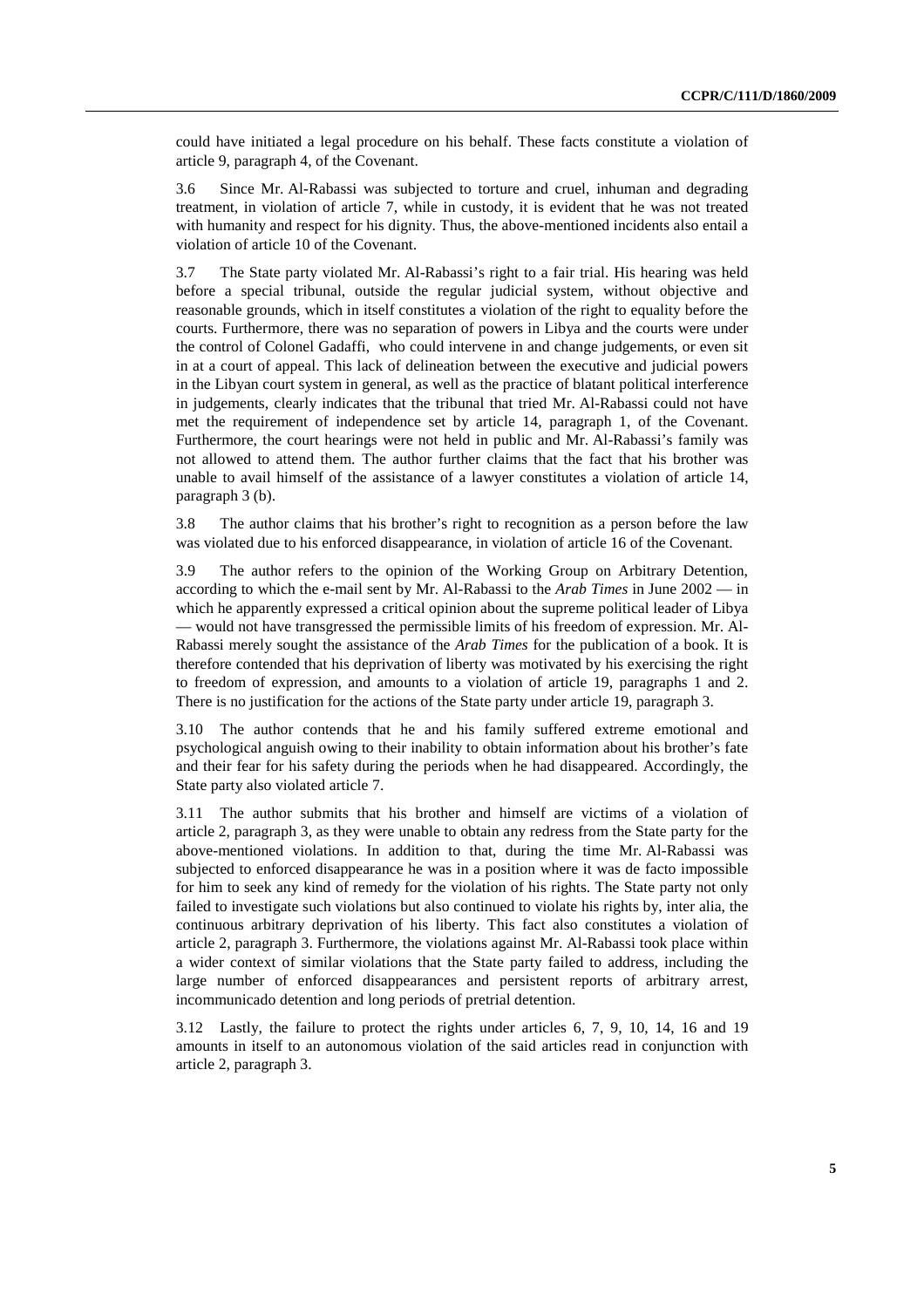could have initiated a legal procedure on his behalf. These facts constitute a violation of article 9, paragraph 4, of the Covenant.

3.6 Since Mr. Al-Rabassi was subjected to torture and cruel, inhuman and degrading treatment, in violation of article 7, while in custody, it is evident that he was not treated with humanity and respect for his dignity. Thus, the above-mentioned incidents also entail a violation of article 10 of the Covenant.

3.7 The State party violated Mr. Al-Rabassi's right to a fair trial. His hearing was held before a special tribunal, outside the regular judicial system, without objective and reasonable grounds, which in itself constitutes a violation of the right to equality before the courts. Furthermore, there was no separation of powers in Libya and the courts were under the control of Colonel Gadaffi, who could intervene in and change judgements, or even sit in at a court of appeal. This lack of delineation between the executive and judicial powers in the Libyan court system in general, as well as the practice of blatant political interference in judgements, clearly indicates that the tribunal that tried Mr. Al-Rabassi could not have met the requirement of independence set by article 14, paragraph 1, of the Covenant. Furthermore, the court hearings were not held in public and Mr. Al-Rabassi's family was not allowed to attend them. The author further claims that the fact that his brother was unable to avail himself of the assistance of a lawyer constitutes a violation of article 14, paragraph 3 (b).

3.8 The author claims that his brother's right to recognition as a person before the law was violated due to his enforced disappearance, in violation of article 16 of the Covenant.

3.9 The author refers to the opinion of the Working Group on Arbitrary Detention, according to which the e-mail sent by Mr. Al-Rabassi to the *Arab Times* in June 2002 — in which he apparently expressed a critical opinion about the supreme political leader of Libya — would not have transgressed the permissible limits of his freedom of expression. Mr. Al-Rabassi merely sought the assistance of the *Arab Times* for the publication of a book. It is therefore contended that his deprivation of liberty was motivated by his exercising the right to freedom of expression, and amounts to a violation of article 19, paragraphs 1 and 2. There is no justification for the actions of the State party under article 19, paragraph 3.

3.10 The author contends that he and his family suffered extreme emotional and psychological anguish owing to their inability to obtain information about his brother's fate and their fear for his safety during the periods when he had disappeared. Accordingly, the State party also violated article 7.

3.11 The author submits that his brother and himself are victims of a violation of article 2, paragraph 3, as they were unable to obtain any redress from the State party for the above-mentioned violations. In addition to that, during the time Mr. Al-Rabassi was subjected to enforced disappearance he was in a position where it was de facto impossible for him to seek any kind of remedy for the violation of his rights. The State party not only failed to investigate such violations but also continued to violate his rights by, inter alia, the continuous arbitrary deprivation of his liberty. This fact also constitutes a violation of article 2, paragraph 3. Furthermore, the violations against Mr. Al-Rabassi took place within a wider context of similar violations that the State party failed to address, including the large number of enforced disappearances and persistent reports of arbitrary arrest, incommunicado detention and long periods of pretrial detention.

3.12 Lastly, the failure to protect the rights under articles 6, 7, 9, 10, 14, 16 and 19 amounts in itself to an autonomous violation of the said articles read in conjunction with article 2, paragraph 3.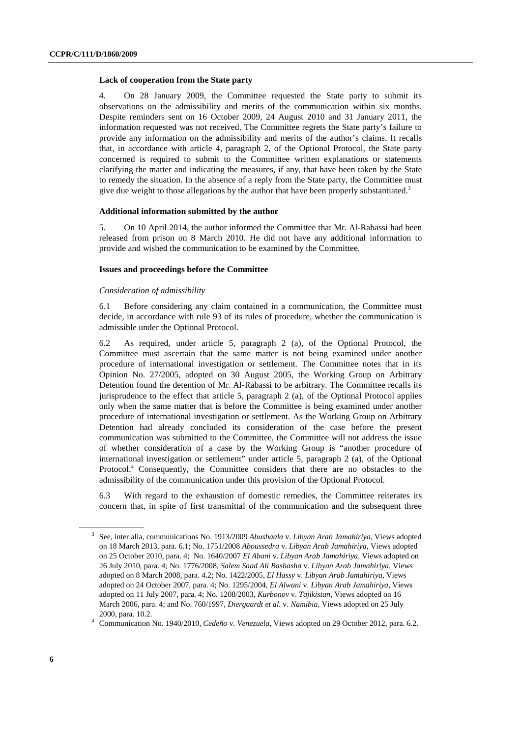**Lack of cooperation from the State party**

4. On 28 January 2009, the Committee requested the State party to submit its observations on the admissibility and merits of the communication within six months. Despite reminders sent on 16 October 2009, 24 August 2010 and 31 January 2011, the information requested was not received. The Committee regrets the State party's failure to provide any information on the admissibility and merits of the author's claims. It recalls that, in accordance with article 4, paragraph 2, of the Optional Protocol, the State party concerned is required to submit to the Committee written explanations or statements clarifying the matter and indicating the measures, if any, that have been taken by the State to remedy the situation. In the absence of a reply from the State party, the Committee must give due weight to those allegations by the author that have been properly substantiated.[3]

**Additional information submitted by the author**

5. On 10 April 2014, the author informed the Committee that Mr. Al-Rabassi had been released from prison on 8 March 2010. He did not have any additional information to provide and wished the communication to be examined by the Committee.

**Issues and proceedings before the Committee**

*Consideration of admissibility*

6.1 Before considering any claim contained in a communication, the Committee must decide, in accordance with rule 93 of its rules of procedure, whether the communication is admissible under the Optional Protocol.

6.2 As required, under article 5, paragraph 2 (a), of the Optional Protocol, the Committee must ascertain that the same matter is not being examined under another procedure of international investigation or settlement. The Committee notes that in its Opinion No. 27/2005, adopted on 30 August 2005, the Working Group on Arbitrary Detention found the detention of Mr. Al-Rabassi to be arbitrary. The Committee recalls its jurisprudence to the effect that article 5, paragraph 2 (a), of the Optional Protocol applies only when the same matter that is before the Committee is being examined under another procedure of international investigation or settlement. As the Working Group on Arbitrary Detention had already concluded its consideration of the case before the present communication was submitted to the Committee, the Committee will not address the issue of whether consideration of a case by the Working Group is "another procedure of international investigation or settlement" under article 5, paragraph 2 (a), of the Optional Protocol.[4] Consequently, the Committee considers that there are no obstacles to the admissibility of the communication under this provision of the Optional Protocol.

6.3 With regard to the exhaustion of domestic remedies, the Committee reiterates its concern that, in spite of first transmittal of the communication and the subsequent three

---

[3] See, inter alia, communications No. 1913/2009 *Abushaala* v. *Libyan Arab Jamahiriya*, Views adopted on 18 March 2013, para. 6.1; No. 1751/2008 *Aboussedra* v. *Libyan Arab Jamahiriya*, Views adopted on 25 October 2010, para. 4; No. 1640/2007 *El Abani* v. *Libyan Arab Jamahiriya*, Views adopted on 26 July 2010, para. 4; No. 1776/2008, *Salem Saad Ali Bashasha* v. *Libyan Arab Jamahiriya*, Views adopted on 8 March 2008, para. 4.2; No. 1422/2005, *El Hassy* v. *Libyan Arab Jamahiriya*, Views adopted on 24 October 2007, para. 4; No. 1295/2004, *El Alwani* v. *Libyan Arab Jamahiriya*, Views adopted on 11 July 2007, para. 4; No. 1208/2003, *Kurbonov* v. *Tajikistan*, Views adopted on 16 March 2006, para. 4; and No. 760/1997, *Diergaardt et al.* v. *Namibia*, Views adopted on 25 July 2000, para. 10.2.

[4] Communication No. 1940/2010, *Cedeño* v. *Venezuela*, Views adopted on 29 October 2012, para. 6.2.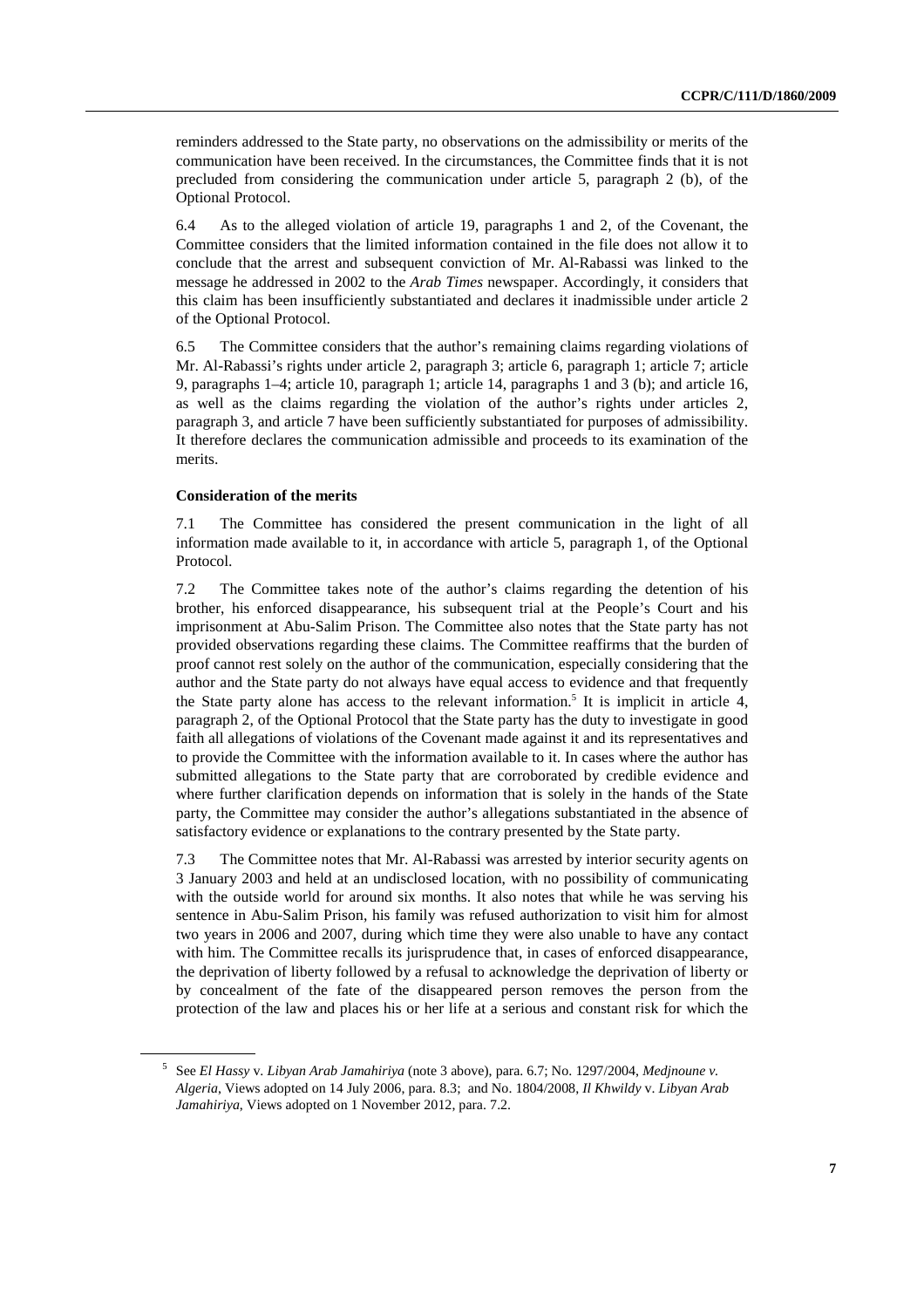reminders addressed to the State party, no observations on the admissibility or merits of the communication have been received. In the circumstances, the Committee finds that it is not precluded from considering the communication under article 5, paragraph 2 (b), of the Optional Protocol.

6.4 As to the alleged violation of article 19, paragraphs 1 and 2, of the Covenant, the Committee considers that the limited information contained in the file does not allow it to conclude that the arrest and subsequent conviction of Mr. Al-Rabassi was linked to the message he addressed in 2002 to the *Arab Times* newspaper. Accordingly, it considers that this claim has been insufficiently substantiated and declares it inadmissible under article 2 of the Optional Protocol.

6.5 The Committee considers that the author's remaining claims regarding violations of Mr. Al-Rabassi's rights under article 2, paragraph 3; article 6, paragraph 1; article 7; article 9, paragraphs 1–4; article 10, paragraph 1; article 14, paragraphs 1 and 3 (b); and article 16, as well as the claims regarding the violation of the author's rights under articles 2, paragraph 3, and article 7 have been sufficiently substantiated for purposes of admissibility. It therefore declares the communication admissible and proceeds to its examination of the merits.

**Consideration of the merits**

7.1 The Committee has considered the present communication in the light of all information made available to it, in accordance with article 5, paragraph 1, of the Optional Protocol.

7.2 The Committee takes note of the author's claims regarding the detention of his brother, his enforced disappearance, his subsequent trial at the People's Court and his imprisonment at Abu-Salim Prison. The Committee also notes that the State party has not provided observations regarding these claims. The Committee reaffirms that the burden of proof cannot rest solely on the author of the communication, especially considering that the author and the State party do not always have equal access to evidence and that frequently the State party alone has access to the relevant information.[5] It is implicit in article 4, paragraph 2, of the Optional Protocol that the State party has the duty to investigate in good faith all allegations of violations of the Covenant made against it and its representatives and to provide the Committee with the information available to it. In cases where the author has submitted allegations to the State party that are corroborated by credible evidence and where further clarification depends on information that is solely in the hands of the State party, the Committee may consider the author's allegations substantiated in the absence of satisfactory evidence or explanations to the contrary presented by the State party.

7.3 The Committee notes that Mr. Al-Rabassi was arrested by interior security agents on 3 January 2003 and held at an undisclosed location, with no possibility of communicating with the outside world for around six months. It also notes that while he was serving his sentence in Abu-Salim Prison, his family was refused authorization to visit him for almost two years in 2006 and 2007, during which time they were also unable to have any contact with him. The Committee recalls its jurisprudence that, in cases of enforced disappearance, the deprivation of liberty followed by a refusal to acknowledge the deprivation of liberty or by concealment of the fate of the disappeared person removes the person from the protection of the law and places his or her life at a serious and constant risk for which the

---

[5] See *El Hassy* v. *Libyan Arab Jamahiriya* (note 3 above), para. 6.7; No. 1297/2004, *Medjnoune v. Algeria*, Views adopted on 14 July 2006, para. 8.3; and No. 1804/2008, *Il Khwildy* v. *Libyan Arab Jamahiriya*, Views adopted on 1 November 2012, para. 7.2.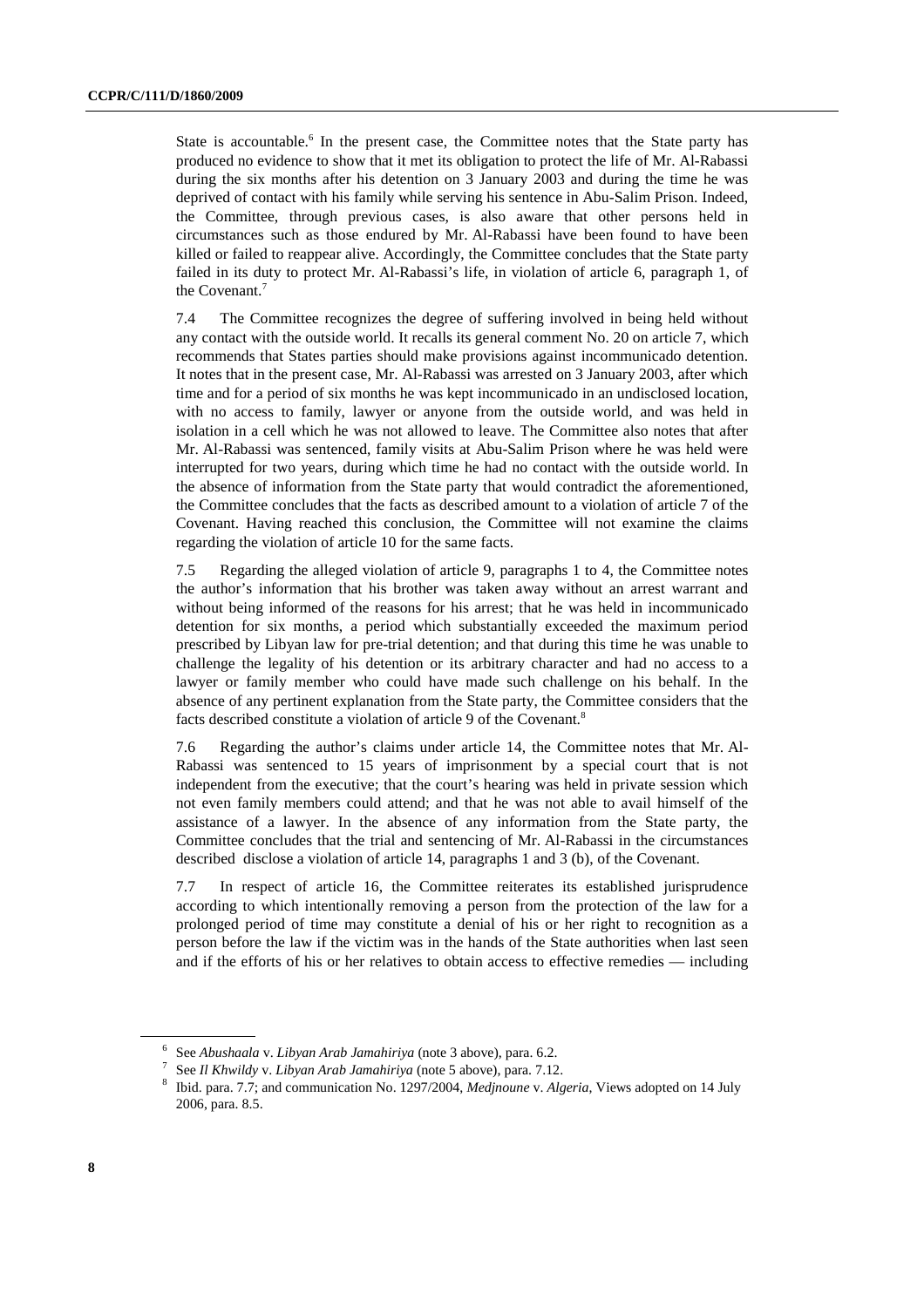State is accountable.[6] In the present case, the Committee notes that the State party has produced no evidence to show that it met its obligation to protect the life of Mr. Al-Rabassi during the six months after his detention on 3 January 2003 and during the time he was deprived of contact with his family while serving his sentence in Abu-Salim Prison. Indeed, the Committee, through previous cases, is also aware that other persons held in circumstances such as those endured by Mr. Al-Rabassi have been found to have been killed or failed to reappear alive. Accordingly, the Committee concludes that the State party failed in its duty to protect Mr. Al-Rabassi's life, in violation of article 6, paragraph 1, of the Covenant.[7]

7.4 The Committee recognizes the degree of suffering involved in being held without any contact with the outside world. It recalls its general comment No. 20 on article 7, which recommends that States parties should make provisions against incommunicado detention. It notes that in the present case, Mr. Al-Rabassi was arrested on 3 January 2003, after which time and for a period of six months he was kept incommunicado in an undisclosed location, with no access to family, lawyer or anyone from the outside world, and was held in isolation in a cell which he was not allowed to leave. The Committee also notes that after Mr. Al-Rabassi was sentenced, family visits at Abu-Salim Prison where he was held were interrupted for two years, during which time he had no contact with the outside world. In the absence of information from the State party that would contradict the aforementioned, the Committee concludes that the facts as described amount to a violation of article 7 of the Covenant. Having reached this conclusion, the Committee will not examine the claims regarding the violation of article 10 for the same facts.

7.5 Regarding the alleged violation of article 9, paragraphs 1 to 4, the Committee notes the author's information that his brother was taken away without an arrest warrant and without being informed of the reasons for his arrest; that he was held in incommunicado detention for six months, a period which substantially exceeded the maximum period prescribed by Libyan law for pre-trial detention; and that during this time he was unable to challenge the legality of his detention or its arbitrary character and had no access to a lawyer or family member who could have made such challenge on his behalf. In the absence of any pertinent explanation from the State party, the Committee considers that the facts described constitute a violation of article 9 of the Covenant.[8]

7.6 Regarding the author's claims under article 14, the Committee notes that Mr. Al-Rabassi was sentenced to 15 years of imprisonment by a special court that is not independent from the executive; that the court's hearing was held in private session which not even family members could attend; and that he was not able to avail himself of the assistance of a lawyer. In the absence of any information from the State party, the Committee concludes that the trial and sentencing of Mr. Al-Rabassi in the circumstances described disclose a violation of article 14, paragraphs 1 and 3 (b), of the Covenant.

7.7 In respect of article 16, the Committee reiterates its established jurisprudence according to which intentionally removing a person from the protection of the law for a prolonged period of time may constitute a denial of his or her right to recognition as a person before the law if the victim was in the hands of the State authorities when last seen and if the efforts of his or her relatives to obtain access to effective remedies — including

---

[6] See *Abushaala* v. *Libyan Arab Jamahiriya* (note 3 above), para. 6.2.

[7] See *Il Khwildy* v. *Libyan Arab Jamahiriya* (note 5 above), para. 7.12.

[8] Ibid. para. 7.7; and communication No. 1297/2004, *Medjnoune* v. *Algeria*, Views adopted on 14 July 2006, para. 8.5.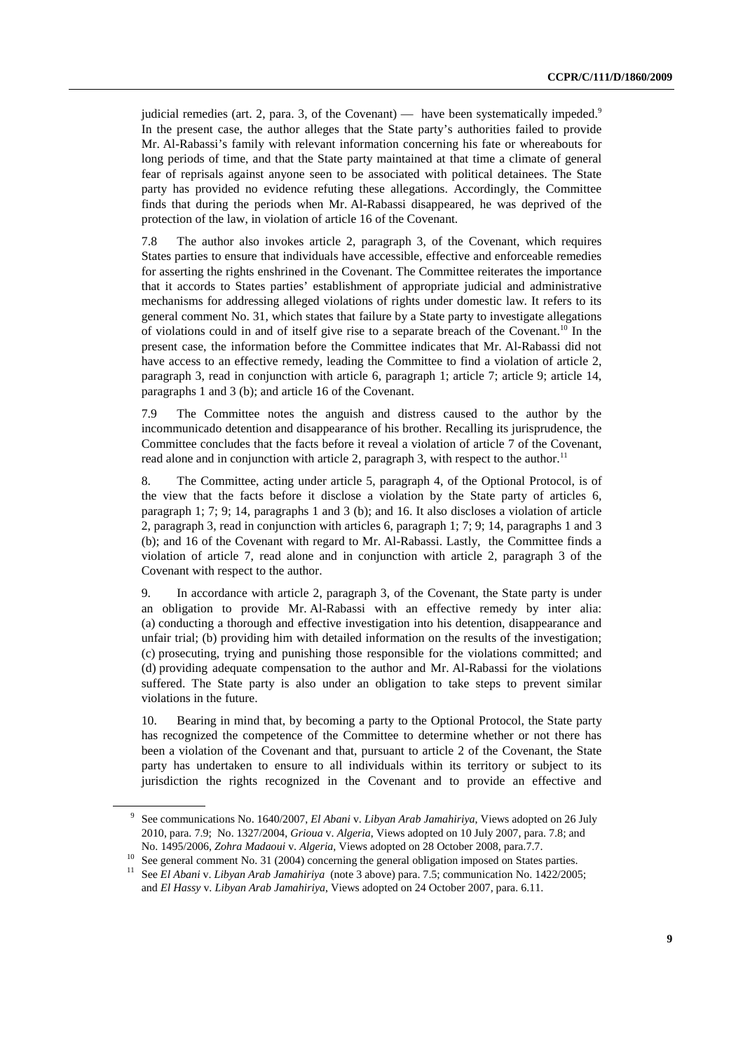judicial remedies (art. 2, para. 3, of the Covenant) — have been systematically impeded.[9] In the present case, the author alleges that the State party's authorities failed to provide Mr. Al-Rabassi's family with relevant information concerning his fate or whereabouts for long periods of time, and that the State party maintained at that time a climate of general fear of reprisals against anyone seen to be associated with political detainees. The State party has provided no evidence refuting these allegations. Accordingly, the Committee finds that during the periods when Mr. Al-Rabassi disappeared, he was deprived of the protection of the law, in violation of article 16 of the Covenant.

7.8 The author also invokes article 2, paragraph 3, of the Covenant, which requires States parties to ensure that individuals have accessible, effective and enforceable remedies for asserting the rights enshrined in the Covenant. The Committee reiterates the importance that it accords to States parties' establishment of appropriate judicial and administrative mechanisms for addressing alleged violations of rights under domestic law. It refers to its general comment No. 31, which states that failure by a State party to investigate allegations of violations could in and of itself give rise to a separate breach of the Covenant.[10] In the present case, the information before the Committee indicates that Mr. Al-Rabassi did not have access to an effective remedy, leading the Committee to find a violation of article 2, paragraph 3, read in conjunction with article 6, paragraph 1; article 7; article 9; article 14, paragraphs 1 and 3 (b); and article 16 of the Covenant.

7.9 The Committee notes the anguish and distress caused to the author by the incommunicado detention and disappearance of his brother. Recalling its jurisprudence, the Committee concludes that the facts before it reveal a violation of article 7 of the Covenant, read alone and in conjunction with article 2, paragraph 3, with respect to the author.[11]

8. The Committee, acting under article 5, paragraph 4, of the Optional Protocol, is of the view that the facts before it disclose a violation by the State party of articles 6, paragraph 1; 7; 9; 14, paragraphs 1 and 3 (b); and 16. It also discloses a violation of article 2, paragraph 3, read in conjunction with articles 6, paragraph 1; 7; 9; 14, paragraphs 1 and 3 (b); and 16 of the Covenant with regard to Mr. Al-Rabassi. Lastly, the Committee finds a violation of article 7, read alone and in conjunction with article 2, paragraph 3 of the Covenant with respect to the author.

9. In accordance with article 2, paragraph 3, of the Covenant, the State party is under an obligation to provide Mr. Al-Rabassi with an effective remedy by inter alia: (a) conducting a thorough and effective investigation into his detention, disappearance and unfair trial; (b) providing him with detailed information on the results of the investigation; (c) prosecuting, trying and punishing those responsible for the violations committed; and (d) providing adequate compensation to the author and Mr. Al-Rabassi for the violations suffered. The State party is also under an obligation to take steps to prevent similar violations in the future.

10. Bearing in mind that, by becoming a party to the Optional Protocol, the State party has recognized the competence of the Committee to determine whether or not there has been a violation of the Covenant and that, pursuant to article 2 of the Covenant, the State party has undertaken to ensure to all individuals within its territory or subject to its jurisdiction the rights recognized in the Covenant and to provide an effective and

---

[9] See communications No. 1640/2007, *El Abani* v. *Libyan Arab Jamahiriya*, Views adopted on 26 July 2010, para. 7.9; No. 1327/2004, *Grioua* v. *Algeria*, Views adopted on 10 July 2007, para. 7.8; and No. 1495/2006, *Zohra Madaoui* v. *Algeria*, Views adopted on 28 October 2008, para.7.7.

[10] See general comment No. 31 (2004) concerning the general obligation imposed on States parties.

[11] See *El Abani* v. *Libyan Arab Jamahiriya* (note 3 above) para. 7.5; communication No. 1422/2005; and *El Hassy* v. *Libyan Arab Jamahiriya*, Views adopted on 24 October 2007, para. 6.11.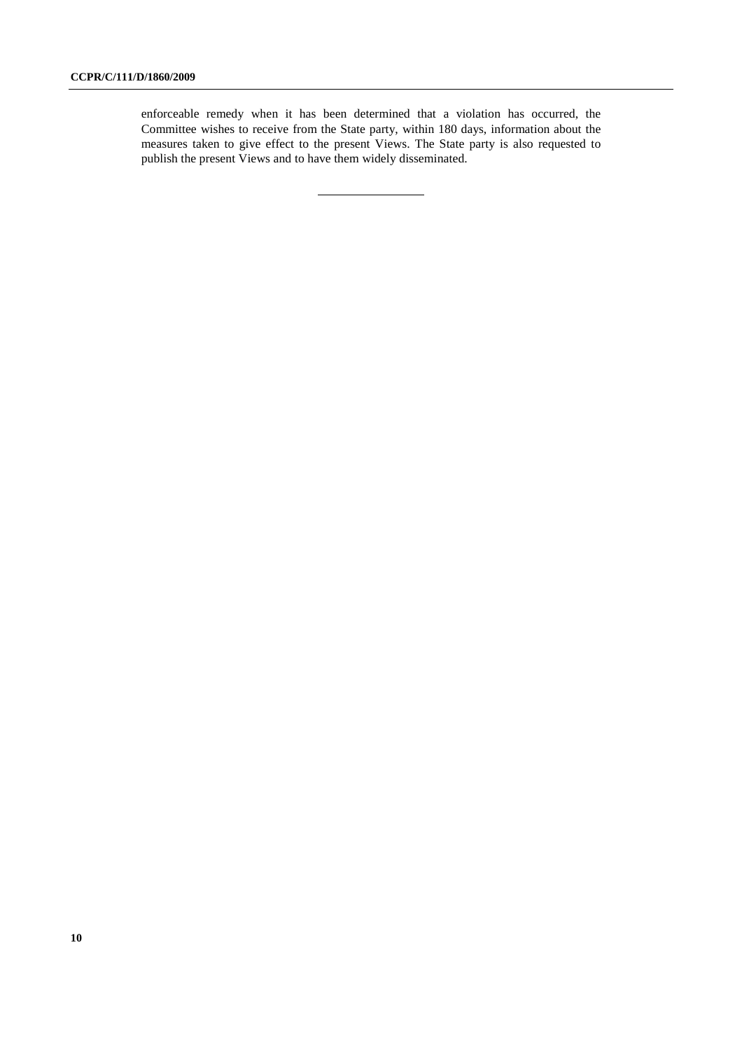enforceable remedy when it has been determined that a violation has occurred, the Committee wishes to receive from the State party, within 180 days, information about the measures taken to give effect to the present Views. The State party is also requested to publish the present Views and to have them widely disseminated.